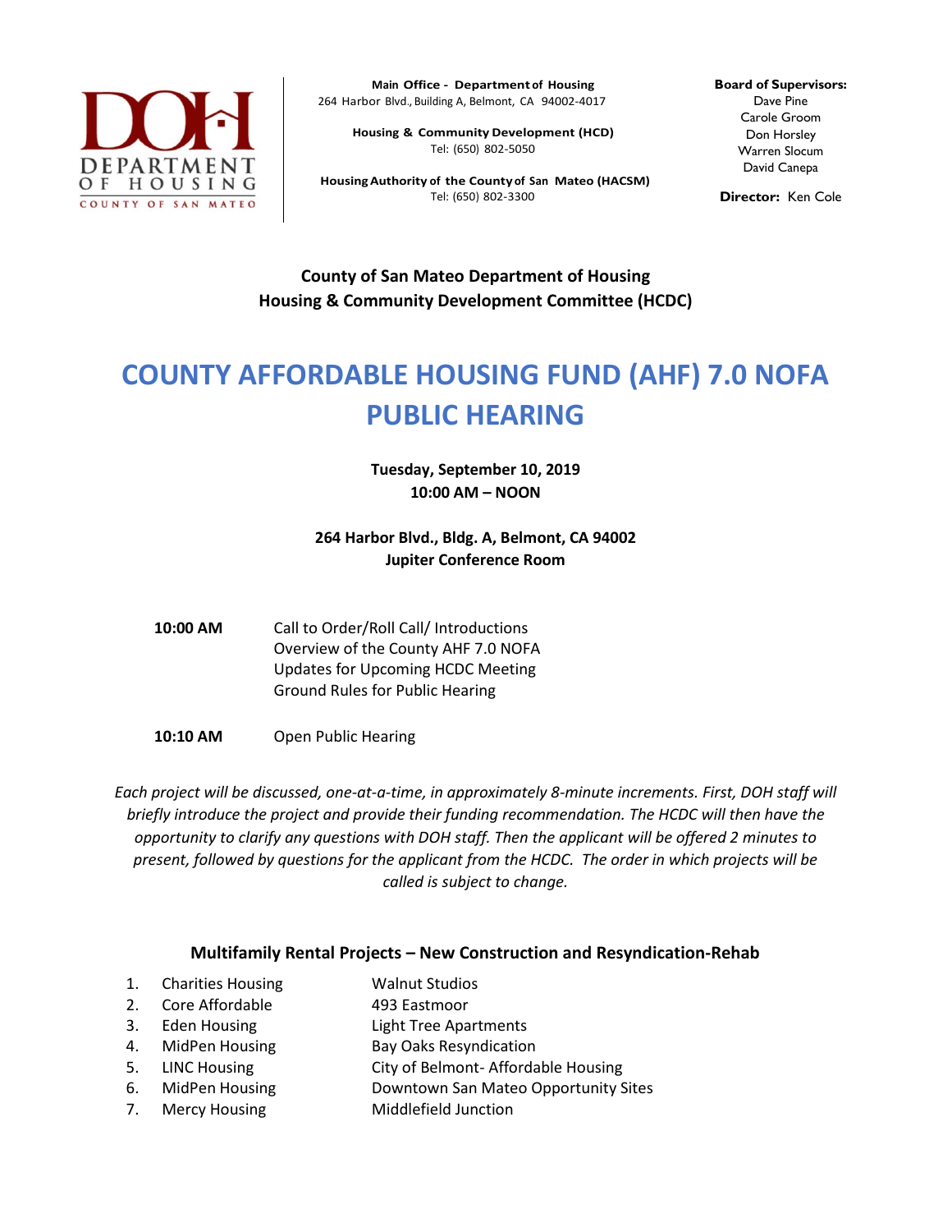DEPARTMENT OF HOUSING
COUNTY OF SAN MATEO

**Main Office - Department of Housing**
264 Harbor Blvd., Building A, Belmont, CA 94002-4017

**Housing & Community Development (HCD)**
Tel: (650) 802-5050

**Housing Authority of the County of San Mateo (HACSM)**
Tel: (650) 802-3300

**Board of Supervisors:**
Dave Pine
Carole Groom
Don Horsley
Warren Slocum
David Canepa

**Director:** Ken Cole

## County of San Mateo Department of Housing
## Housing & Community Development Committee (HCDC)

# COUNTY AFFORDABLE HOUSING FUND (AHF) 7.0 NOFA PUBLIC HEARING

**Tuesday, September 10, 2019**
**10:00 AM – NOON**

**264 Harbor Blvd., Bldg. A, Belmont, CA 94002**
**Jupiter Conference Room**

**10:00 AM**
Call to Order/Roll Call/ Introductions
Overview of the County AHF 7.0 NOFA
Updates for Upcoming HCDC Meeting
Ground Rules for Public Hearing

**10:10 AM**
Open Public Hearing

*Each project will be discussed, one-at-a-time, in approximately 8-minute increments. First, DOH staff will briefly introduce the project and provide their funding recommendation. The HCDC will then have the opportunity to clarify any questions with DOH staff. Then the applicant will be offered 2 minutes to present, followed by questions for the applicant from the HCDC. The order in which projects will be called is subject to change.*

### Multifamily Rental Projects – New Construction and Resyndication-Rehab

1. Charities Housing — Walnut Studios
2. Core Affordable — 493 Eastmoor
3. Eden Housing — Light Tree Apartments
4. MidPen Housing — Bay Oaks Resyndication
5. LINC Housing — City of Belmont- Affordable Housing
6. MidPen Housing — Downtown San Mateo Opportunity Sites
7. Mercy Housing — Middlefield Junction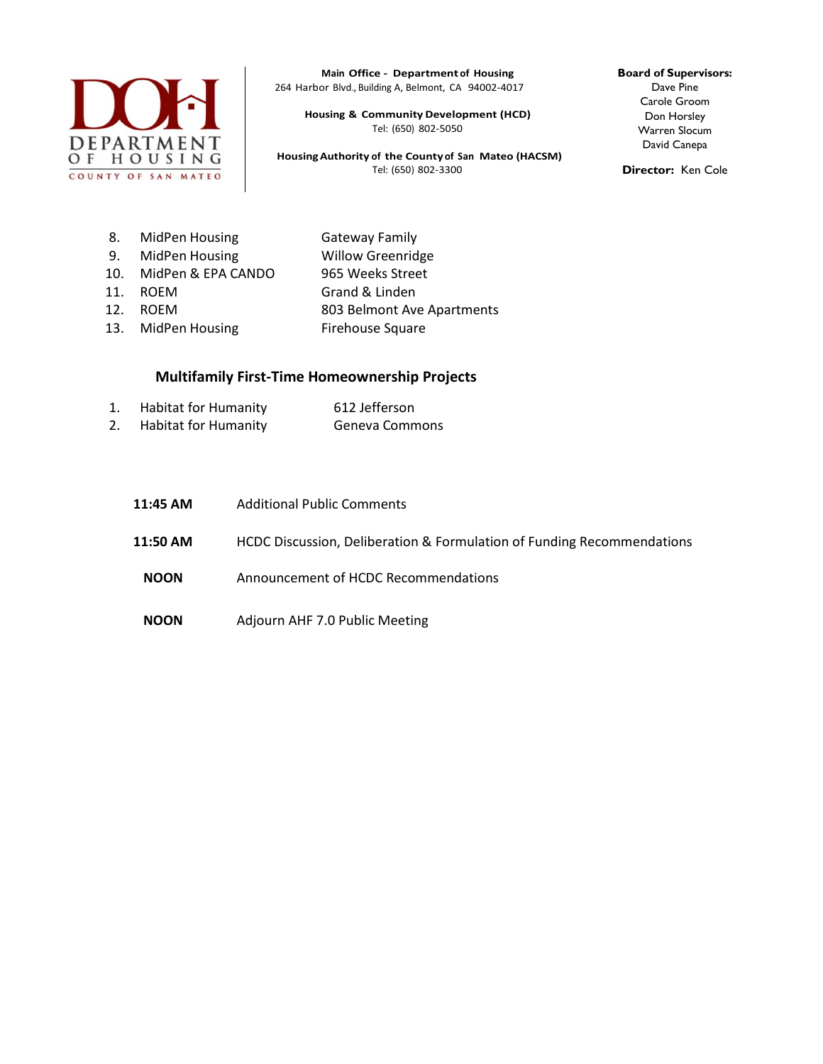Main Office - Department of Housing
264 Harbor Blvd., Building A, Belmont, CA 94002-4017

Housing & Community Development (HCD)
Tel: (650) 802-5050

Housing Authority of the County of San Mateo (HACSM)
Tel: (650) 802-3300

**Board of Supervisors:**
Dave Pine
Carole Groom
Don Horsley
Warren Slocum
David Canepa

**Director:** Ken Cole

| | | |
|---|---|---|
| 8. | MidPen Housing | Gateway Family |
| 9. | MidPen Housing | Willow Greenridge |
| 10. | MidPen & EPA CANDO | 965 Weeks Street |
| 11. | ROEM | Grand & Linden |
| 12. | ROEM | 803 Belmont Ave Apartments |
| 13. | MidPen Housing | Firehouse Square |

**Multifamily First-Time Homeownership Projects**

| | | |
|---|---|---|
| 1. | Habitat for Humanity | 612 Jefferson |
| 2. | Habitat for Humanity | Geneva Commons |

| | |
|---|---|
| **11:45 AM** | Additional Public Comments |
| **11:50 AM** | HCDC Discussion, Deliberation & Formulation of Funding Recommendations |
| **NOON** | Announcement of HCDC Recommendations |
| **NOON** | Adjourn AHF 7.0 Public Meeting |